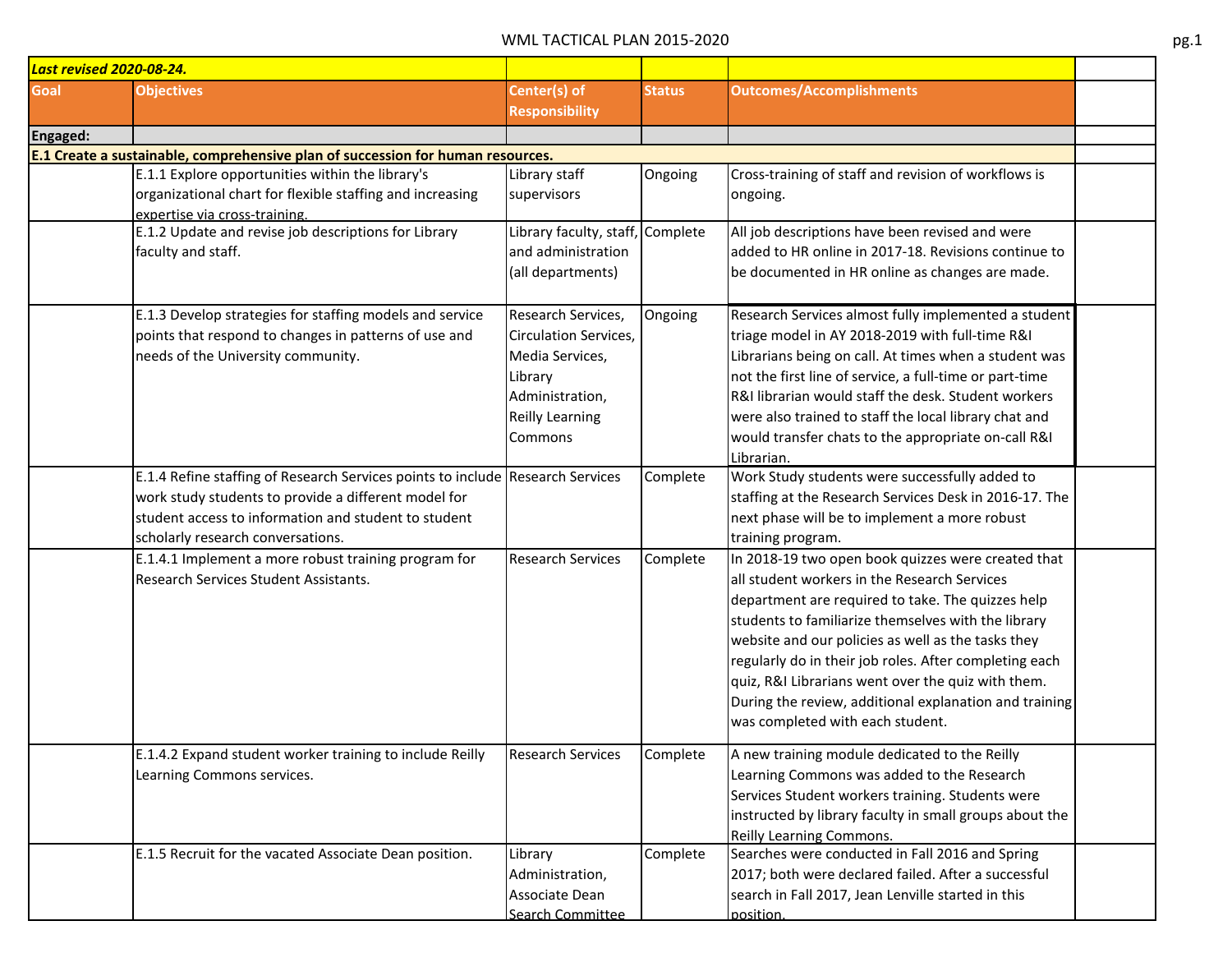# WML TACTICAL PLAN 2015-2020

| *Last revised 2020-08-24.* | | | | | |
|---|---|---|---|---|---|
| **Goal** | **Objectives** | **Center(s) of Responsibility** | **Status** | **Outcomes/Accomplishments** | |
| **Engaged:** | | | | | |
| **E.1 Create a sustainable, comprehensive plan of succession for human resources.** | | | | | |
| | E.1.1 Explore opportunities within the library's organizational chart for flexible staffing and increasing expertise via cross-training. | Library staff supervisors | Ongoing | Cross-training of staff and revision of workflows is ongoing. | |
| | E.1.2 Update and revise job descriptions for Library faculty and staff. | Library faculty, staff, and administration (all departments) | Complete | All job descriptions have been revised and were added to HR online in 2017-18. Revisions continue to be documented in HR online as changes are made. | |
| | E.1.3 Develop strategies for staffing models and service points that respond to changes in patterns of use and needs of the University community. | Research Services, Circulation Services, Media Services, Library Administration, Reilly Learning Commons | Ongoing | Research Services almost fully implemented a student triage model in AY 2018-2019 with full-time R&I Librarians being on call. At times when a student was not the first line of service, a full-time or part-time R&I librarian would staff the desk. Student workers were also trained to staff the local library chat and would transfer chats to the appropriate on-call R&I Librarian. | |
| | E.1.4 Refine staffing of Research Services points to include work study students to provide a different model for student access to information and student to student scholarly research conversations. | Research Services | Complete | Work Study students were successfully added to staffing at the Research Services Desk in 2016-17. The next phase will be to implement a more robust training program. | |
| | E.1.4.1 Implement a more robust training program for Research Services Student Assistants. | Research Services | Complete | In 2018-19 two open book quizzes were created that all student workers in the Research Services department are required to take. The quizzes help students to familiarize themselves with the library website and our policies as well as the tasks they regularly do in their job roles. After completing each quiz, R&I Librarians went over the quiz with them. During the review, additional explanation and training was completed with each student. | |
| | E.1.4.2 Expand student worker training to include Reilly Learning Commons services. | Research Services | Complete | A new training module dedicated to the Reilly Learning Commons was added to the Research Services Student workers training. Students were instructed by library faculty in small groups about the Reilly Learning Commons. | |
| | E.1.5 Recruit for the vacated Associate Dean position. | Library Administration, Associate Dean Search Committee | Complete | Searches were conducted in Fall 2016 and Spring 2017; both were declared failed. After a successful search in Fall 2017, Jean Lenville started in this position. | |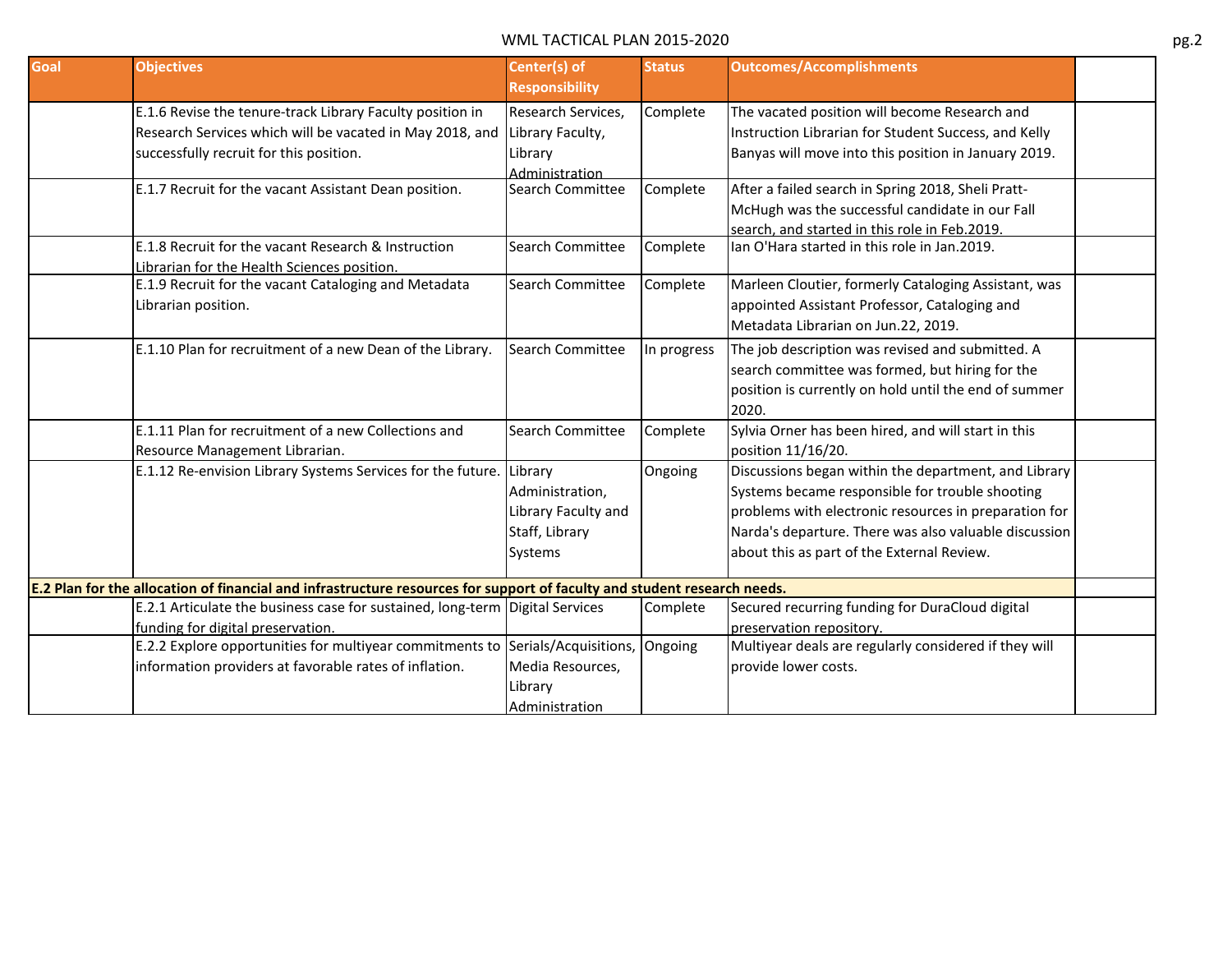| Goal | Objectives | Center(s) of Responsibility | Status | Outcomes/Accomplishments | |
|---|---|---|---|---|---|
| | E.1.6 Revise the tenure-track Library Faculty position in Research Services which will be vacated in May 2018, and successfully recruit for this position. | Research Services, Library Faculty, Library Administration | Complete | The vacated position will become Research and Instruction Librarian for Student Success, and Kelly Banyas will move into this position in January 2019. | |
| | E.1.7 Recruit for the vacant Assistant Dean position. | Search Committee | Complete | After a failed search in Spring 2018, Sheli Pratt-McHugh was the successful candidate in our Fall search, and started in this role in Feb.2019. | |
| | E.1.8 Recruit for the vacant Research & Instruction Librarian for the Health Sciences position. | Search Committee | Complete | Ian O'Hara started in this role in Jan.2019. | |
| | E.1.9 Recruit for the vacant Cataloging and Metadata Librarian position. | Search Committee | Complete | Marleen Cloutier, formerly Cataloging Assistant, was appointed Assistant Professor, Cataloging and Metadata Librarian on Jun.22, 2019. | |
| | E.1.10 Plan for recruitment of a new Dean of the Library. | Search Committee | In progress | The job description was revised and submitted. A search committee was formed, but hiring for the position is currently on hold until the end of summer 2020. | |
| | E.1.11 Plan for recruitment of a new Collections and Resource Management Librarian. | Search Committee | Complete | Sylvia Orner has been hired, and will start in this position 11/16/20. | |
| | E.1.12 Re-envision Library Systems Services for the future. | Library Administration, Library Faculty and Staff, Library Systems | Ongoing | Discussions began within the department, and Library Systems became responsible for trouble shooting problems with electronic resources in preparation for Narda's departure. There was also valuable discussion about this as part of the External Review. | |
| **E.2 Plan for the allocation of financial and infrastructure resources for support of faculty and student research needs.** | | | | | |
| | E.2.1 Articulate the business case for sustained, long-term funding for digital preservation. | Digital Services | Complete | Secured recurring funding for DuraCloud digital preservation repository. | |
| | E.2.2 Explore opportunities for multiyear commitments to information providers at favorable rates of inflation. | Serials/Acquisitions, Media Resources, Library Administration | Ongoing | Multiyear deals are regularly considered if they will provide lower costs. | |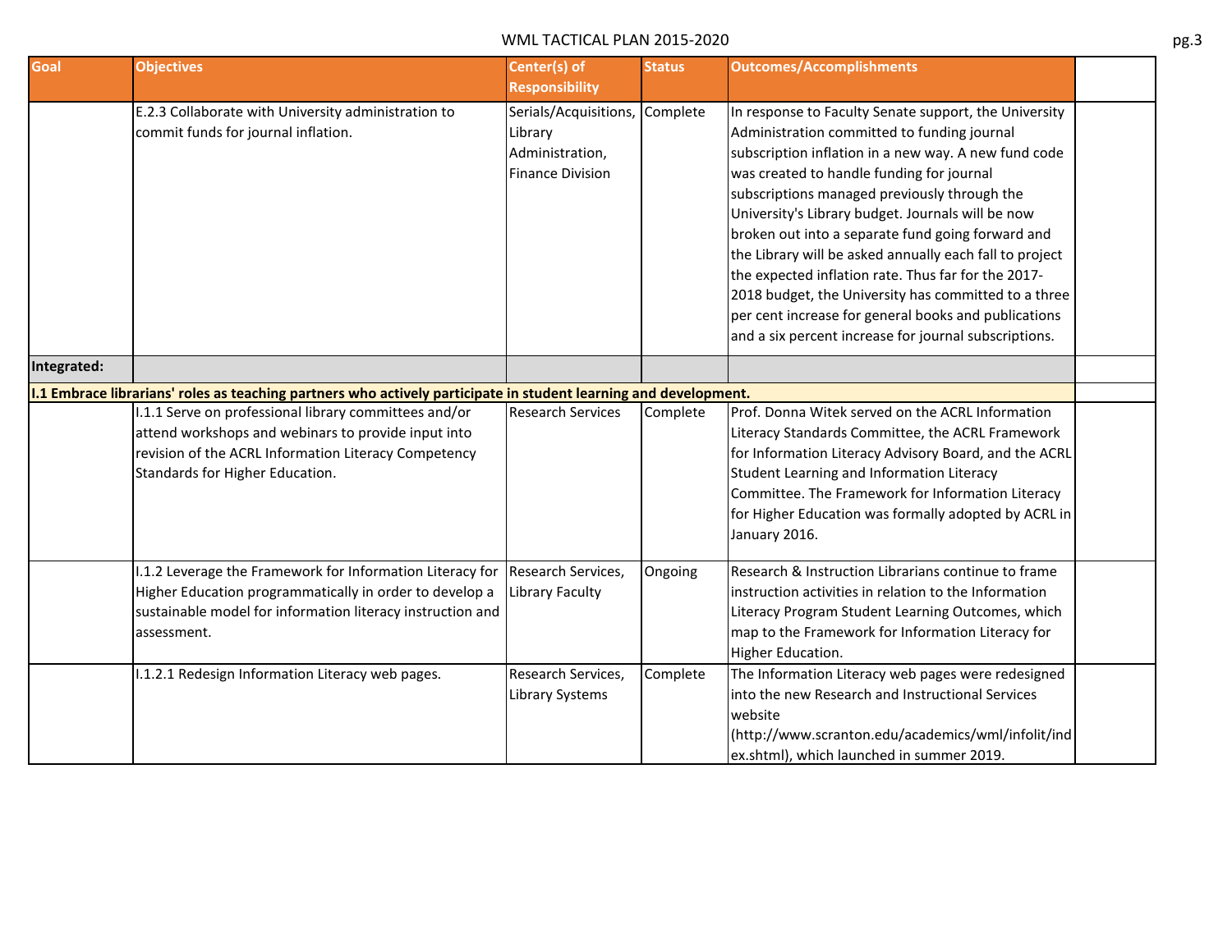| Goal | Objectives | Center(s) of Responsibility | Status | Outcomes/Accomplishments | |
|---|---|---|---|---|---|
| | E.2.3 Collaborate with University administration to commit funds for journal inflation. | Serials/Acquisitions, Library Administration, Finance Division | Complete | In response to Faculty Senate support, the University Administration committed to funding journal subscription inflation in a new way. A new fund code was created to handle funding for journal subscriptions managed previously through the University's Library budget. Journals will be now broken out into a separate fund going forward and the Library will be asked annually each fall to project the expected inflation rate. Thus far for the 2017-2018 budget, the University has committed to a three per cent increase for general books and publications and a six percent increase for journal subscriptions. | |
| **Integrated:** | | | | | |
| **I.1 Embrace librarians' roles as teaching partners who actively participate in student learning and development.** | | | | | |
| | I.1.1 Serve on professional library committees and/or attend workshops and webinars to provide input into revision of the ACRL Information Literacy Competency Standards for Higher Education. | Research Services | Complete | Prof. Donna Witek served on the ACRL Information Literacy Standards Committee, the ACRL Framework for Information Literacy Advisory Board, and the ACRL Student Learning and Information Literacy Committee. The Framework for Information Literacy for Higher Education was formally adopted by ACRL in January 2016. | |
| | I.1.2 Leverage the Framework for Information Literacy for Higher Education programmatically in order to develop a sustainable model for information literacy instruction and assessment. | Research Services, Library Faculty | Ongoing | Research & Instruction Librarians continue to frame instruction activities in relation to the Information Literacy Program Student Learning Outcomes, which map to the Framework for Information Literacy for Higher Education. | |
| | I.1.2.1 Redesign Information Literacy web pages. | Research Services, Library Systems | Complete | The Information Literacy web pages were redesigned into the new Research and Instructional Services website (http://www.scranton.edu/academics/wml/infolit/index.shtml), which launched in summer 2019. | |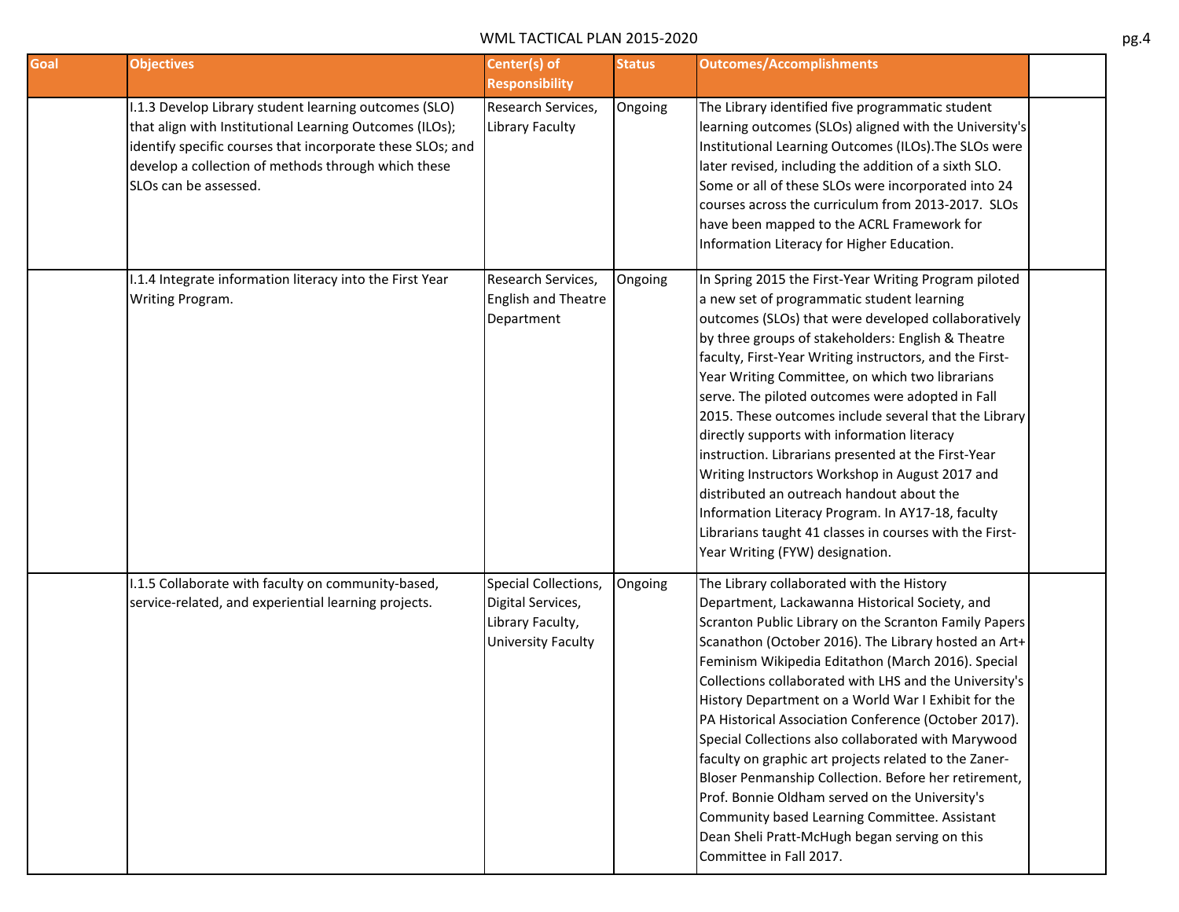| Goal | Objectives | Center(s) of Responsibility | Status | Outcomes/Accomplishments | |
|---|---|---|---|---|---|
| | I.1.3 Develop Library student learning outcomes (SLO) that align with Institutional Learning Outcomes (ILOs); identify specific courses that incorporate these SLOs; and develop a collection of methods through which these SLOs can be assessed. | Research Services, Library Faculty | Ongoing | The Library identified five programmatic student learning outcomes (SLOs) aligned with the University's Institutional Learning Outcomes (ILOs).The SLOs were later revised, including the addition of a sixth SLO. Some or all of these SLOs were incorporated into 24 courses across the curriculum from 2013-2017. SLOs have been mapped to the ACRL Framework for Information Literacy for Higher Education. | |
| | I.1.4 Integrate information literacy into the First Year Writing Program. | Research Services, English and Theatre Department | Ongoing | In Spring 2015 the First-Year Writing Program piloted a new set of programmatic student learning outcomes (SLOs) that were developed collaboratively by three groups of stakeholders: English & Theatre faculty, First-Year Writing instructors, and the First-Year Writing Committee, on which two librarians serve. The piloted outcomes were adopted in Fall 2015. These outcomes include several that the Library directly supports with information literacy instruction. Librarians presented at the First-Year Writing Instructors Workshop in August 2017 and distributed an outreach handout about the Information Literacy Program. In AY17-18, faculty Librarians taught 41 classes in courses with the First-Year Writing (FYW) designation. | |
| | I.1.5 Collaborate with faculty on community-based, service-related, and experiential learning projects. | Special Collections, Digital Services, Library Faculty, University Faculty | Ongoing | The Library collaborated with the History Department, Lackawanna Historical Society, and Scranton Public Library on the Scranton Family Papers Scanathon (October 2016). The Library hosted an Art+ Feminism Wikipedia Editathon (March 2016). Special Collections collaborated with LHS and the University's History Department on a World War I Exhibit for the PA Historical Association Conference (October 2017). Special Collections also collaborated with Marywood faculty on graphic art projects related to the Zaner-Bloser Penmanship Collection. Before her retirement, Prof. Bonnie Oldham served on the University's Community based Learning Committee. Assistant Dean Sheli Pratt-McHugh began serving on this Committee in Fall 2017. | |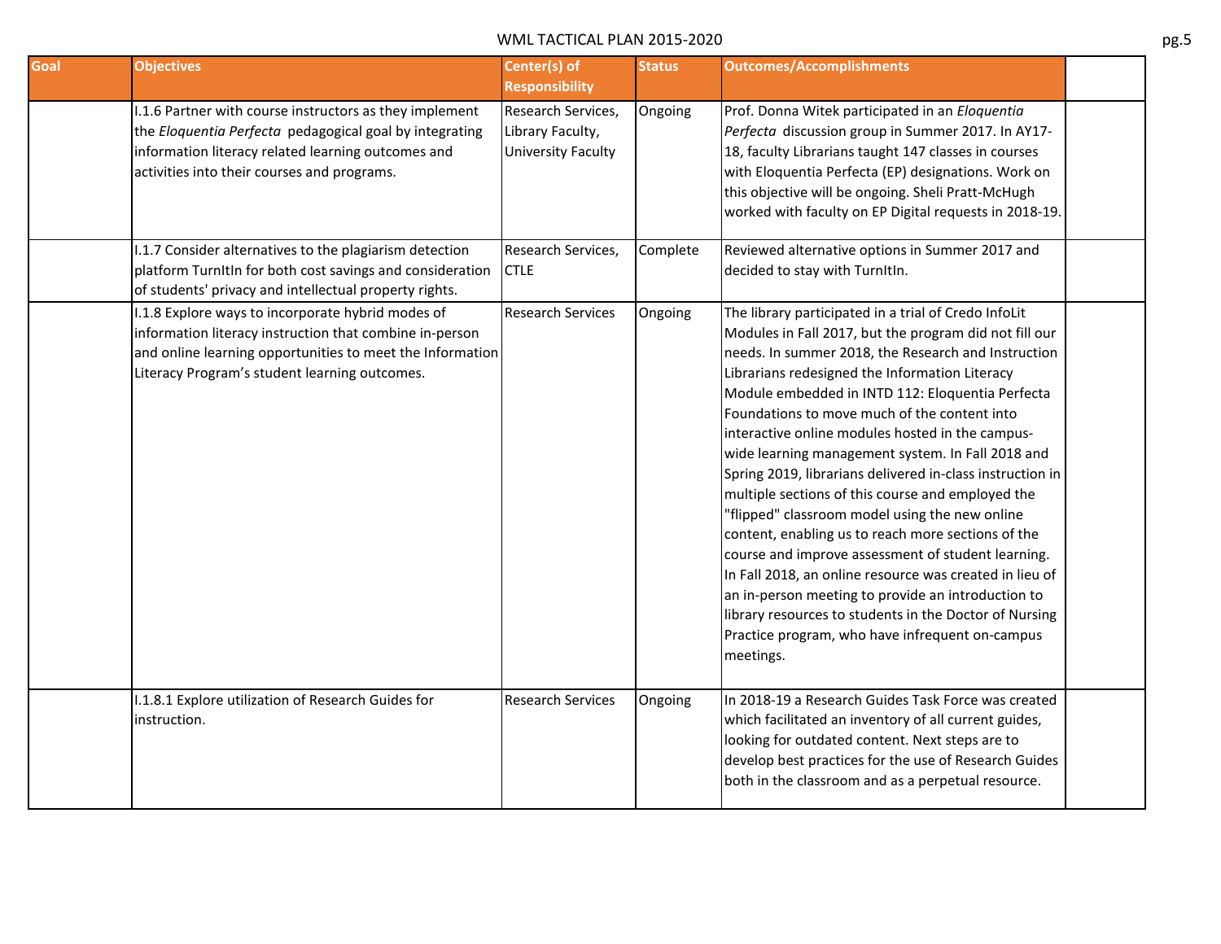| Goal | Objectives | Center(s) of Responsibility | Status | Outcomes/Accomplishments | |
|---|---|---|---|---|---|
| | I.1.6 Partner with course instructors as they implement the *Eloquentia Perfecta* pedagogical goal by integrating information literacy related learning outcomes and activities into their courses and programs. | Research Services, Library Faculty, University Faculty | Ongoing | Prof. Donna Witek participated in an *Eloquentia Perfecta* discussion group in Summer 2017. In AY17-18, faculty Librarians taught 147 classes in courses with Eloquentia Perfecta (EP) designations. Work on this objective will be ongoing. Sheli Pratt-McHugh worked with faculty on EP Digital requests in 2018-19. | |
| | I.1.7 Consider alternatives to the plagiarism detection platform TurnItIn for both cost savings and consideration of students' privacy and intellectual property rights. | Research Services, CTLE | Complete | Reviewed alternative options in Summer 2017 and decided to stay with TurnItIn. | |
| | I.1.8 Explore ways to incorporate hybrid modes of information literacy instruction that combine in-person and online learning opportunities to meet the Information Literacy Program's student learning outcomes. | Research Services | Ongoing | The library participated in a trial of Credo InfoLit Modules in Fall 2017, but the program did not fill our needs. In summer 2018, the Research and Instruction Librarians redesigned the Information Literacy Module embedded in INTD 112: Eloquentia Perfecta Foundations to move much of the content into interactive online modules hosted in the campus-wide learning management system. In Fall 2018 and Spring 2019, librarians delivered in-class instruction in multiple sections of this course and employed the "flipped" classroom model using the new online content, enabling us to reach more sections of the course and improve assessment of student learning. In Fall 2018, an online resource was created in lieu of an in-person meeting to provide an introduction to library resources to students in the Doctor of Nursing Practice program, who have infrequent on-campus meetings. | |
| | I.1.8.1 Explore utilization of Research Guides for instruction. | Research Services | Ongoing | In 2018-19 a Research Guides Task Force was created which facilitated an inventory of all current guides, looking for outdated content. Next steps are to develop best practices for the use of Research Guides both in the classroom and as a perpetual resource. | |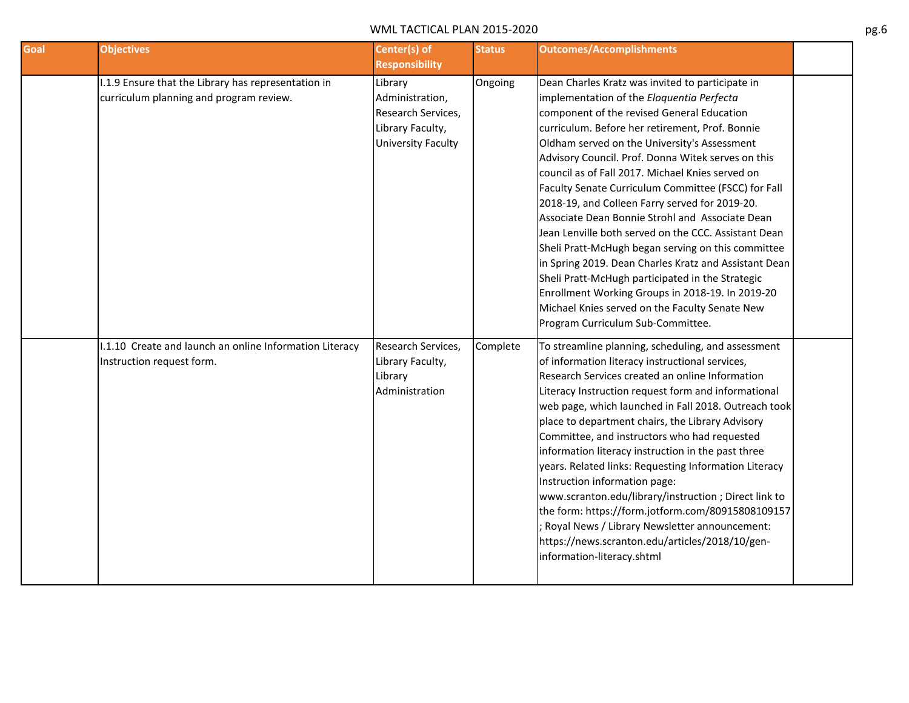| Goal | Objectives | Center(s) of Responsibility | Status | Outcomes/Accomplishments | |
|---|---|---|---|---|---|
| | I.1.9 Ensure that the Library has representation in curriculum planning and program review. | Library Administration, Research Services, Library Faculty, University Faculty | Ongoing | Dean Charles Kratz was invited to participate in implementation of the *Eloquentia Perfecta* component of the revised General Education curriculum. Before her retirement, Prof. Bonnie Oldham served on the University's Assessment Advisory Council. Prof. Donna Witek serves on this council as of Fall 2017. Michael Knies served on Faculty Senate Curriculum Committee (FSCC) for Fall 2018-19, and Colleen Farry served for 2019-20. Associate Dean Bonnie Strohl and Associate Dean Jean Lenville both served on the CCC. Assistant Dean Sheli Pratt-McHugh began serving on this committee in Spring 2019. Dean Charles Kratz and Assistant Dean Sheli Pratt-McHugh participated in the Strategic Enrollment Working Groups in 2018-19. In 2019-20 Michael Knies served on the Faculty Senate New Program Curriculum Sub-Committee. | |
| | I.1.10 Create and launch an online Information Literacy Instruction request form. | Research Services, Library Faculty, Library Administration | Complete | To streamline planning, scheduling, and assessment of information literacy instructional services, Research Services created an online Information Literacy Instruction request form and informational web page, which launched in Fall 2018. Outreach took place to department chairs, the Library Advisory Committee, and instructors who had requested information literacy instruction in the past three years. Related links: Requesting Information Literacy Instruction information page: www.scranton.edu/library/instruction ; Direct link to the form: https://form.jotform.com/80915808109157 ; Royal News / Library Newsletter announcement: https://news.scranton.edu/articles/2018/10/gen-information-literacy.shtml | |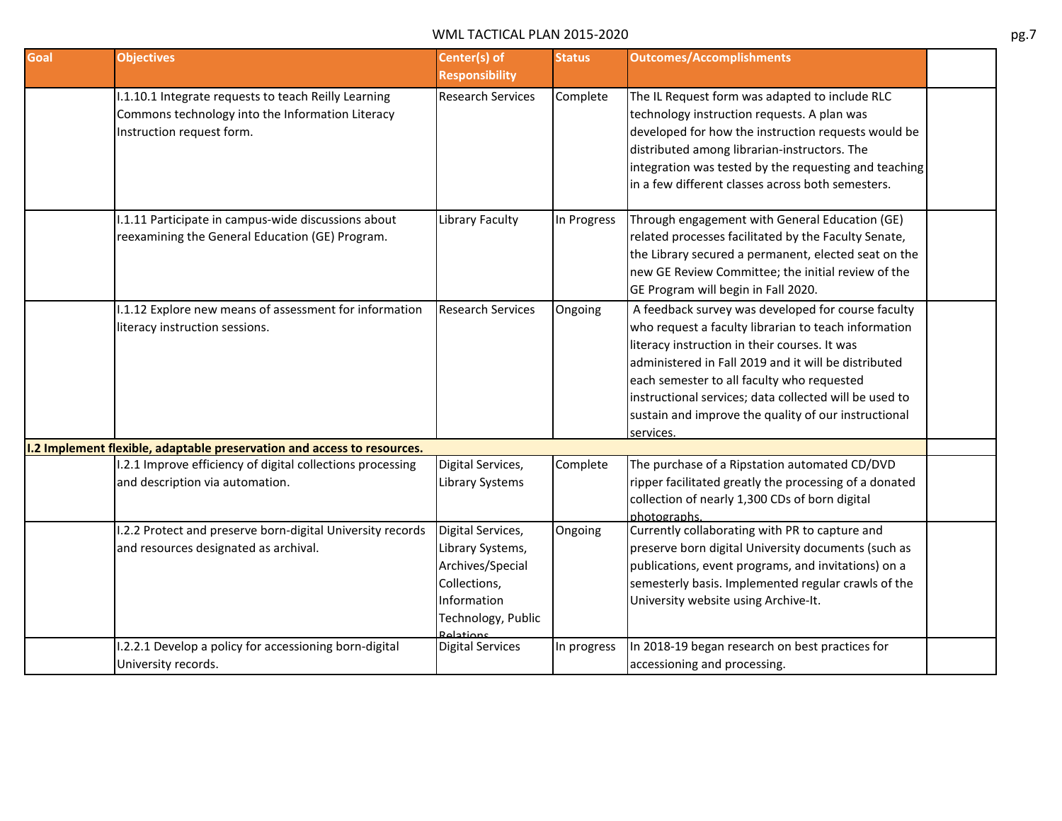| Goal | Objectives | Center(s) of Responsibility | Status | Outcomes/Accomplishments | |
|---|---|---|---|---|---|
| | I.1.10.1 Integrate requests to teach Reilly Learning Commons technology into the Information Literacy Instruction request form. | Research Services | Complete | The IL Request form was adapted to include RLC technology instruction requests. A plan was developed for how the instruction requests would be distributed among librarian-instructors. The integration was tested by the requesting and teaching in a few different classes across both semesters. | |
| | I.1.11 Participate in campus-wide discussions about reexamining the General Education (GE) Program. | Library Faculty | In Progress | Through engagement with General Education (GE) related processes facilitated by the Faculty Senate, the Library secured a permanent, elected seat on the new GE Review Committee; the initial review of the GE Program will begin in Fall 2020. | |
| | I.1.12 Explore new means of assessment for information literacy instruction sessions. | Research Services | Ongoing | A feedback survey was developed for course faculty who request a faculty librarian to teach information literacy instruction in their courses. It was administered in Fall 2019 and it will be distributed each semester to all faculty who requested instructional services; data collected will be used to sustain and improve the quality of our instructional services. | |
| **I.2 Implement flexible, adaptable preservation and access to resources.** | | | | | |
| | I.2.1 Improve efficiency of digital collections processing and description via automation. | Digital Services, Library Systems | Complete | The purchase of a Ripstation automated CD/DVD ripper facilitated greatly the processing of a donated collection of nearly 1,300 CDs of born digital photographs. | |
| | I.2.2 Protect and preserve born-digital University records and resources designated as archival. | Digital Services, Library Systems, Archives/Special Collections, Information Technology, Public Relations | Ongoing | Currently collaborating with PR to capture and preserve born digital University documents (such as publications, event programs, and invitations) on a semesterly basis. Implemented regular crawls of the University website using Archive-It. | |
| | I.2.2.1 Develop a policy for accessioning born-digital University records. | Digital Services | In progress | In 2018-19 began research on best practices for accessioning and processing. | |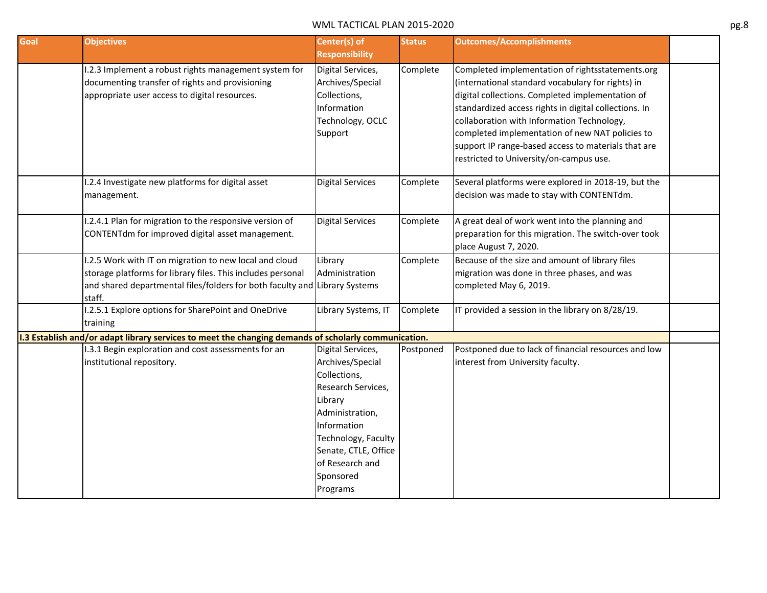| Goal | Objectives | Center(s) of Responsibility | Status | Outcomes/Accomplishments | |
|---|---|---|---|---|---|
| | I.2.3 Implement a robust rights management system for documenting transfer of rights and provisioning appropriate user access to digital resources. | Digital Services, Archives/Special Collections, Information Technology, OCLC Support | Complete | Completed implementation of rightsstatements.org (international standard vocabulary for rights) in digital collections. Completed implementation of standardized access rights in digital collections. In collaboration with Information Technology, completed implementation of new NAT policies to support IP range-based access to materials that are restricted to University/on-campus use. | |
| | I.2.4 Investigate new platforms for digital asset management. | Digital Services | Complete | Several platforms were explored in 2018-19, but the decision was made to stay with CONTENTdm. | |
| | I.2.4.1 Plan for migration to the responsive version of CONTENTdm for improved digital asset management. | Digital Services | Complete | A great deal of work went into the planning and preparation for this migration. The switch-over took place August 7, 2020. | |
| | I.2.5 Work with IT on migration to new local and cloud storage platforms for library files. This includes personal and shared departmental files/folders for both faculty and staff. | Library Administration Library Systems | Complete | Because of the size and amount of library files migration was done in three phases, and was completed May 6, 2019. | |
| | I.2.5.1 Explore options for SharePoint and OneDrive training | Library Systems, IT | Complete | IT provided a session in the library on 8/28/19. | |
| **I.3 Establish and/or adapt library services to meet the changing demands of scholarly communication.** | | | | | |
| | I.3.1 Begin exploration and cost assessments for an institutional repository. | Digital Services, Archives/Special Collections, Research Services, Library Administration, Information Technology, Faculty Senate, CTLE, Office of Research and Sponsored Programs | Postponed | Postponed due to lack of financial resources and low interest from University faculty. | |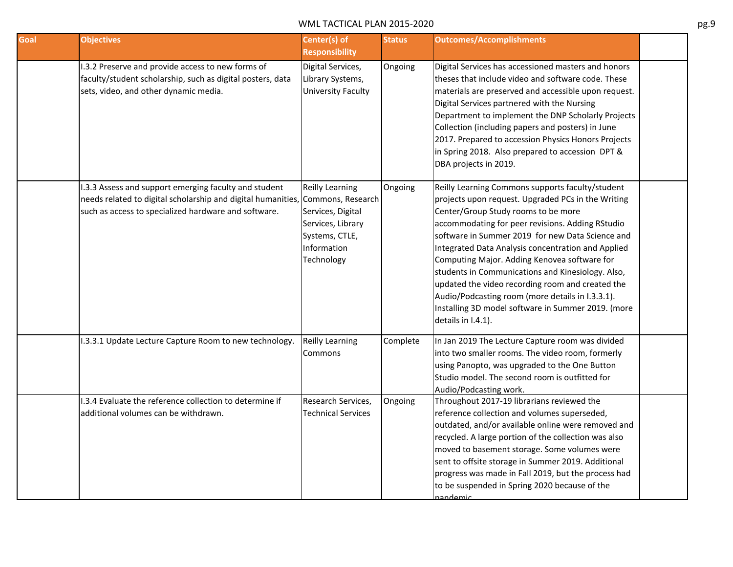| Goal | Objectives | Center(s) of Responsibility | Status | Outcomes/Accomplishments | |
|---|---|---|---|---|---|
| | I.3.2 Preserve and provide access to new forms of faculty/student scholarship, such as digital posters, data sets, video, and other dynamic media. | Digital Services, Library Systems, University Faculty | Ongoing | Digital Services has accessioned masters and honors theses that include video and software code. These materials are preserved and accessible upon request. Digital Services partnered with the Nursing Department to implement the DNP Scholarly Projects Collection (including papers and posters) in June 2017. Prepared to accession Physics Honors Projects in Spring 2018. Also prepared to accession DPT & DBA projects in 2019. | |
| | I.3.3 Assess and support emerging faculty and student needs related to digital scholarship and digital humanities, such as access to specialized hardware and software. | Reilly Learning Commons, Research Services, Digital Services, Library Systems, CTLE, Information Technology | Ongoing | Reilly Learning Commons supports faculty/student projects upon request. Upgraded PCs in the Writing Center/Group Study rooms to be more accommodating for peer revisions. Adding RStudio software in Summer 2019 for new Data Science and Integrated Data Analysis concentration and Applied Computing Major. Adding Kenovea software for students in Communications and Kinesiology. Also, updated the video recording room and created the Audio/Podcasting room (more details in I.3.3.1). Installing 3D model software in Summer 2019. (more details in I.4.1). | |
| | I.3.3.1 Update Lecture Capture Room to new technology. | Reilly Learning Commons | Complete | In Jan 2019 The Lecture Capture room was divided into two smaller rooms. The video room, formerly using Panopto, was upgraded to the One Button Studio model. The second room is outfitted for Audio/Podcasting work. | |
| | I.3.4 Evaluate the reference collection to determine if additional volumes can be withdrawn. | Research Services, Technical Services | Ongoing | Throughout 2017-19 librarians reviewed the reference collection and volumes superseded, outdated, and/or available online were removed and recycled. A large portion of the collection was also moved to basement storage. Some volumes were sent to offsite storage in Summer 2019. Additional progress was made in Fall 2019, but the process had to be suspended in Spring 2020 because of the pandemic. | |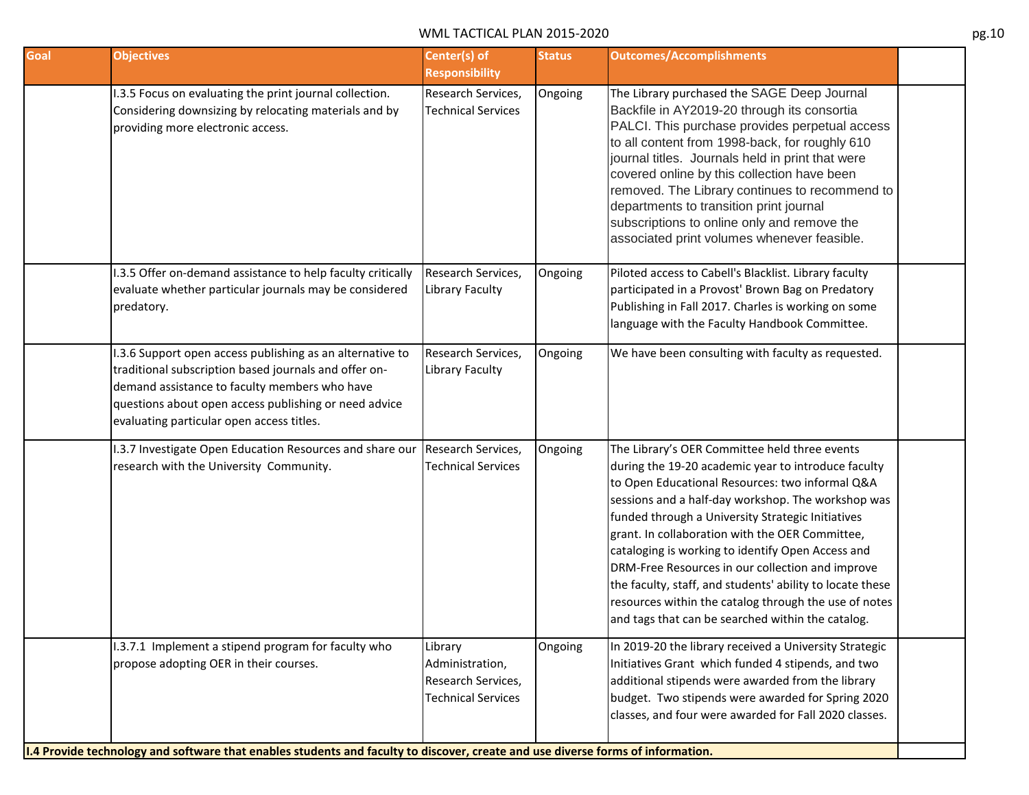| Goal | Objectives | Center(s) of Responsibility | Status | Outcomes/Accomplishments | |
|---|---|---|---|---|---|
| | I.3.5 Focus on evaluating the print journal collection. Considering downsizing by relocating materials and by providing more electronic access. | Research Services, Technical Services | Ongoing | The Library purchased the SAGE Deep Journal Backfile in AY2019-20 through its consortia PALCI. This purchase provides perpetual access to all content from 1998-back, for roughly 610 journal titles. Journals held in print that were covered online by this collection have been removed. The Library continues to recommend to departments to transition print journal subscriptions to online only and remove the associated print volumes whenever feasible. | |
| | I.3.5 Offer on-demand assistance to help faculty critically evaluate whether particular journals may be considered predatory. | Research Services, Library Faculty | Ongoing | Piloted access to Cabell's Blacklist. Library faculty participated in a Provost' Brown Bag on Predatory Publishing in Fall 2017. Charles is working on some language with the Faculty Handbook Committee. | |
| | I.3.6 Support open access publishing as an alternative to traditional subscription based journals and offer on-demand assistance to faculty members who have questions about open access publishing or need advice evaluating particular open access titles. | Research Services, Library Faculty | Ongoing | We have been consulting with faculty as requested. | |
| | I.3.7 Investigate Open Education Resources and share our research with the University Community. | Research Services, Technical Services | Ongoing | The Library's OER Committee held three events during the 19-20 academic year to introduce faculty to Open Educational Resources: two informal Q&A sessions and a half-day workshop. The workshop was funded through a University Strategic Initiatives grant. In collaboration with the OER Committee, cataloging is working to identify Open Access and DRM-Free Resources in our collection and improve the faculty, staff, and students' ability to locate these resources within the catalog through the use of notes and tags that can be searched within the catalog. | |
| | I.3.7.1 Implement a stipend program for faculty who propose adopting OER in their courses. | Library Administration, Research Services, Technical Services | Ongoing | In 2019-20 the library received a University Strategic Initiatives Grant which funded 4 stipends, and two additional stipends were awarded from the library budget. Two stipends were awarded for Spring 2020 classes, and four were awarded for Fall 2020 classes. | |
| **I.4 Provide technology and software that enables students and faculty to discover, create and use diverse forms of information.** | | | | | |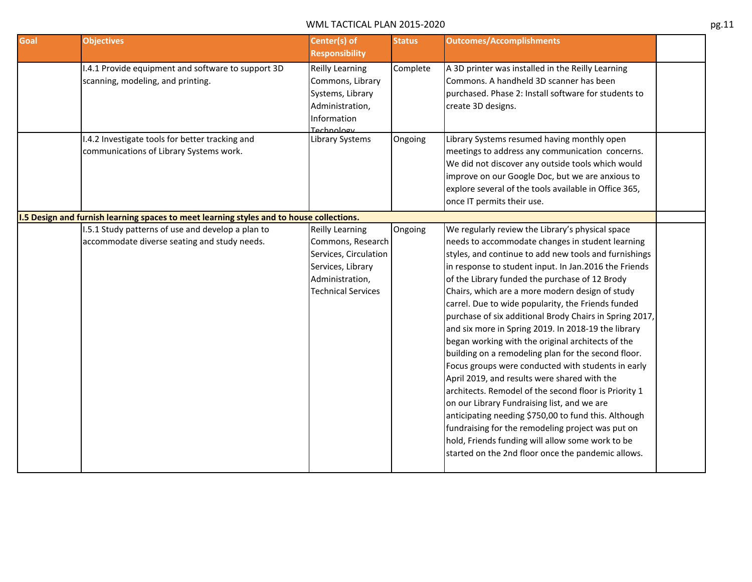| Goal | Objectives | Center(s) of Responsibility | Status | Outcomes/Accomplishments | |
|---|---|---|---|---|---|
| | I.4.1 Provide equipment and software to support 3D scanning, modeling, and printing. | Reilly Learning Commons, Library Systems, Library Administration, Information Technology | Complete | A 3D printer was installed in the Reilly Learning Commons. A handheld 3D scanner has been purchased. Phase 2: Install software for students to create 3D designs. | |
| | I.4.2 Investigate tools for better tracking and communications of Library Systems work. | Library Systems | Ongoing | Library Systems resumed having monthly open meetings to address any communication concerns. We did not discover any outside tools which would improve on our Google Doc, but we are anxious to explore several of the tools available in Office 365, once IT permits their use. | |
| **I.5 Design and furnish learning spaces to meet learning styles and to house collections.** | | | | | |
| | I.5.1 Study patterns of use and develop a plan to accommodate diverse seating and study needs. | Reilly Learning Commons, Research Services, Circulation Services, Library Administration, Technical Services | Ongoing | We regularly review the Library's physical space needs to accommodate changes in student learning styles, and continue to add new tools and furnishings in response to student input. In Jan.2016 the Friends of the Library funded the purchase of 12 Brody Chairs, which are a more modern design of study carrel. Due to wide popularity, the Friends funded purchase of six additional Brody Chairs in Spring 2017, and six more in Spring 2019. In 2018-19 the library began working with the original architects of the building on a remodeling plan for the second floor. Focus groups were conducted with students in early April 2019, and results were shared with the architects. Remodel of the second floor is Priority 1 on our Library Fundraising list, and we are anticipating needing $750,00 to fund this. Although fundraising for the remodeling project was put on hold, Friends funding will allow some work to be started on the 2nd floor once the pandemic allows. | |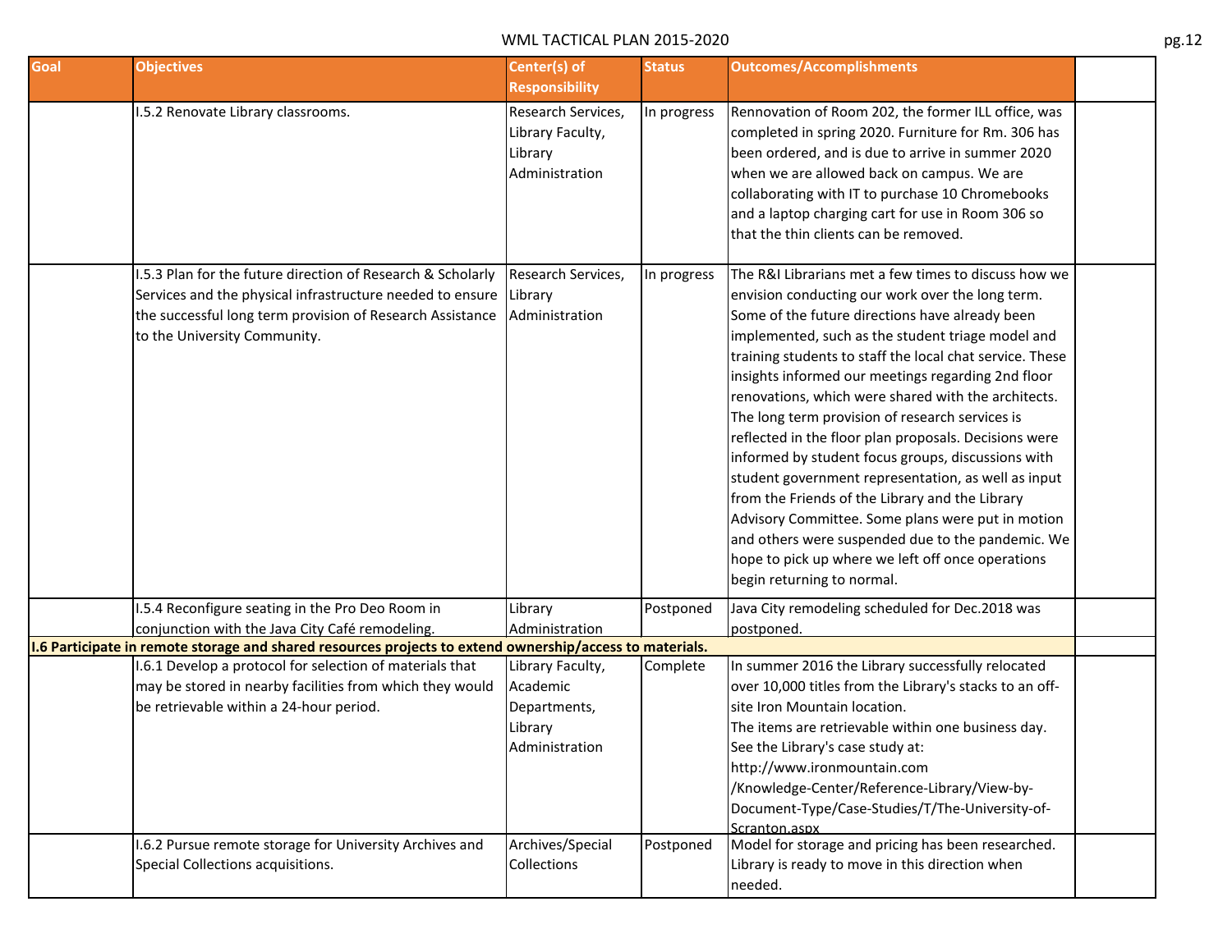| Goal | Objectives | Center(s) of Responsibility | Status | Outcomes/Accomplishments | |
|---|---|---|---|---|---|
| | I.5.2 Renovate Library classrooms. | Research Services, Library Faculty, Library Administration | In progress | Rennovation of Room 202, the former ILL office, was completed in spring 2020. Furniture for Rm. 306 has been ordered, and is due to arrive in summer 2020 when we are allowed back on campus. We are collaborating with IT to purchase 10 Chromebooks and a laptop charging cart for use in Room 306 so that the thin clients can be removed. | |
| | I.5.3 Plan for the future direction of Research & Scholarly Services and the physical infrastructure needed to ensure the successful long term provision of Research Assistance to the University Community. | Research Services, Library Administration | In progress | The R&I Librarians met a few times to discuss how we envision conducting our work over the long term. Some of the future directions have already been implemented, such as the student triage model and training students to staff the local chat service. These insights informed our meetings regarding 2nd floor renovations, which were shared with the architects. The long term provision of research services is reflected in the floor plan proposals. Decisions were informed by student focus groups, discussions with student government representation, as well as input from the Friends of the Library and the Library Advisory Committee. Some plans were put in motion and others were suspended due to the pandemic. We hope to pick up where we left off once operations begin returning to normal. | |
| | I.5.4 Reconfigure seating in the Pro Deo Room in conjunction with the Java City Café remodeling. | Library Administration | Postponed | Java City remodeling scheduled for Dec.2018 was postponed. | |
| **I.6 Participate in remote storage and shared resources projects to extend ownership/access to materials.** | | | | | |
| | I.6.1 Develop a protocol for selection of materials that may be stored in nearby facilities from which they would be retrievable within a 24-hour period. | Library Faculty, Academic Departments, Library Administration | Complete | In summer 2016 the Library successfully relocated over 10,000 titles from the Library's stacks to an off-site Iron Mountain location.<br>The items are retrievable within one business day. See the Library's case study at: http://www.ironmountain.com /Knowledge-Center/Reference-Library/View-by-Document-Type/Case-Studies/T/The-University-of-Scranton.aspx | |
| | I.6.2 Pursue remote storage for University Archives and Special Collections acquisitions. | Archives/Special Collections | Postponed | Model for storage and pricing has been researched. Library is ready to move in this direction when needed. | |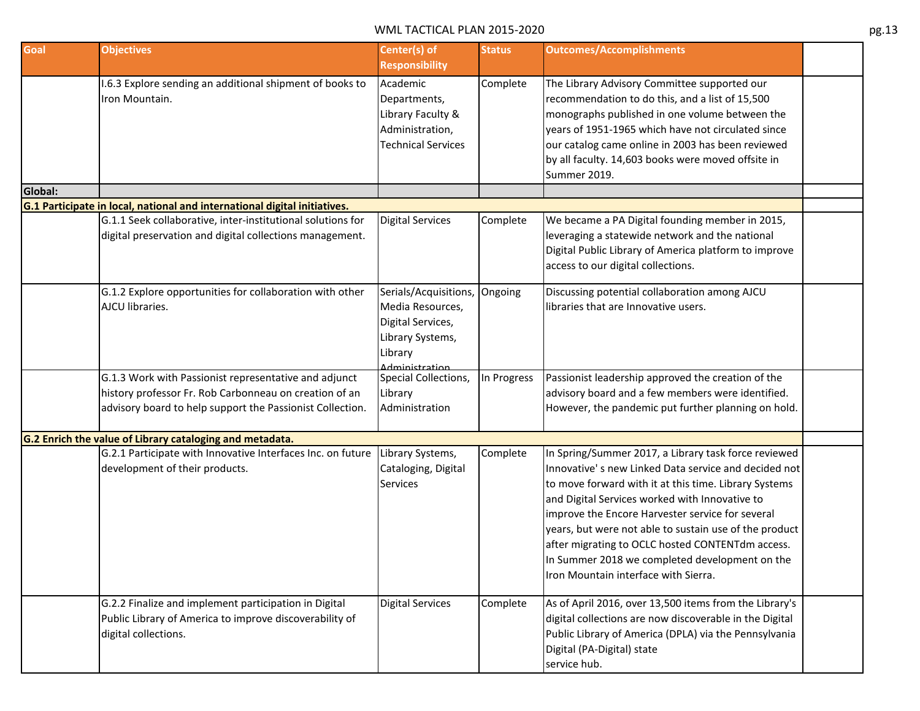| Goal | Objectives | Center(s) of Responsibility | Status | Outcomes/Accomplishments | |
|---|---|---|---|---|---|
| | I.6.3 Explore sending an additional shipment of books to Iron Mountain. | Academic Departments, Library Faculty & Administration, Technical Services | Complete | The Library Advisory Committee supported our recommendation to do this, and a list of 15,500 monographs published in one volume between the years of 1951-1965 which have not circulated since our catalog came online in 2003 has been reviewed by all faculty. 14,603 books were moved offsite in Summer 2019. | |
| **Global:** | | | | | |
| **G.1 Participate in local, national and international digital initiatives.** | | | | | |
| | G.1.1 Seek collaborative, inter-institutional solutions for digital preservation and digital collections management. | Digital Services | Complete | We became a PA Digital founding member in 2015, leveraging a statewide network and the national Digital Public Library of America platform to improve access to our digital collections. | |
| | G.1.2 Explore opportunities for collaboration with other AJCU libraries. | Serials/Acquisitions, Media Resources, Digital Services, Library Systems, Library Administration | Ongoing | Discussing potential collaboration among AJCU libraries that are Innovative users. | |
| | G.1.3 Work with Passionist representative and adjunct history professor Fr. Rob Carbonneau on creation of an advisory board to help support the Passionist Collection. | Special Collections, Library Administration | In Progress | Passionist leadership approved the creation of the advisory board and a few members were identified. However, the pandemic put further planning on hold. | |
| **G.2 Enrich the value of Library cataloging and metadata.** | | | | | |
| | G.2.1 Participate with Innovative Interfaces Inc. on future development of their products. | Library Systems, Cataloging, Digital Services | Complete | In Spring/Summer 2017, a Library task force reviewed Innovative' s new Linked Data service and decided not to move forward with it at this time. Library Systems and Digital Services worked with Innovative to improve the Encore Harvester service for several years, but were not able to sustain use of the product after migrating to OCLC hosted CONTENTdm access. In Summer 2018 we completed development on the Iron Mountain interface with Sierra. | |
| | G.2.2 Finalize and implement participation in Digital Public Library of America to improve discoverability of digital collections. | Digital Services | Complete | As of April 2016, over 13,500 items from the Library's digital collections are now discoverable in the Digital Public Library of America (DPLA) via the Pennsylvania Digital (PA-Digital) state service hub. | |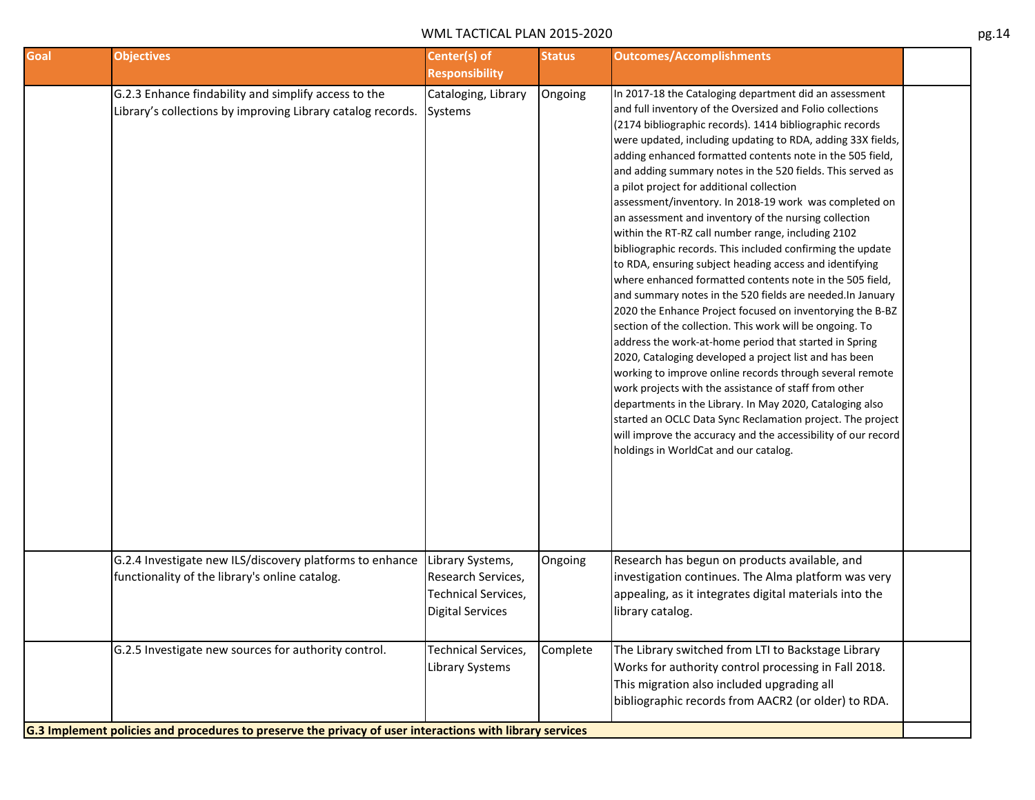| Goal | Objectives | Center(s) of Responsibility | Status | Outcomes/Accomplishments | |
|---|---|---|---|---|---|
| | G.2.3 Enhance findability and simplify access to the Library's collections by improving Library catalog records. | Cataloging, Library Systems | Ongoing | In 2017-18 the Cataloging department did an assessment and full inventory of the Oversized and Folio collections (2174 bibliographic records). 1414 bibliographic records were updated, including updating to RDA, adding 33X fields, adding enhanced formatted contents note in the 505 field, and adding summary notes in the 520 fields. This served as a pilot project for additional collection assessment/inventory. In 2018-19 work was completed on an assessment and inventory of the nursing collection within the RT-RZ call number range, including 2102 bibliographic records. This included confirming the update to RDA, ensuring subject heading access and identifying where enhanced formatted contents note in the 505 field, and summary notes in the 520 fields are needed.In January 2020 the Enhance Project focused on inventorying the B-BZ section of the collection. This work will be ongoing. To address the work-at-home period that started in Spring 2020, Cataloging developed a project list and has been working to improve online records through several remote work projects with the assistance of staff from other departments in the Library. In May 2020, Cataloging also started an OCLC Data Sync Reclamation project. The project will improve the accuracy and the accessibility of our record holdings in WorldCat and our catalog. | |
| | G.2.4 Investigate new ILS/discovery platforms to enhance functionality of the library's online catalog. | Library Systems, Research Services, Technical Services, Digital Services | Ongoing | Research has begun on products available, and investigation continues. The Alma platform was very appealing, as it integrates digital materials into the library catalog. | |
| | G.2.5 Investigate new sources for authority control. | Technical Services, Library Systems | Complete | The Library switched from LTI to Backstage Library Works for authority control processing in Fall 2018. This migration also included upgrading all bibliographic records from AACR2 (or older) to RDA. | |
| **G.3 Implement policies and procedures to preserve the privacy of user interactions with library services** | | | | | |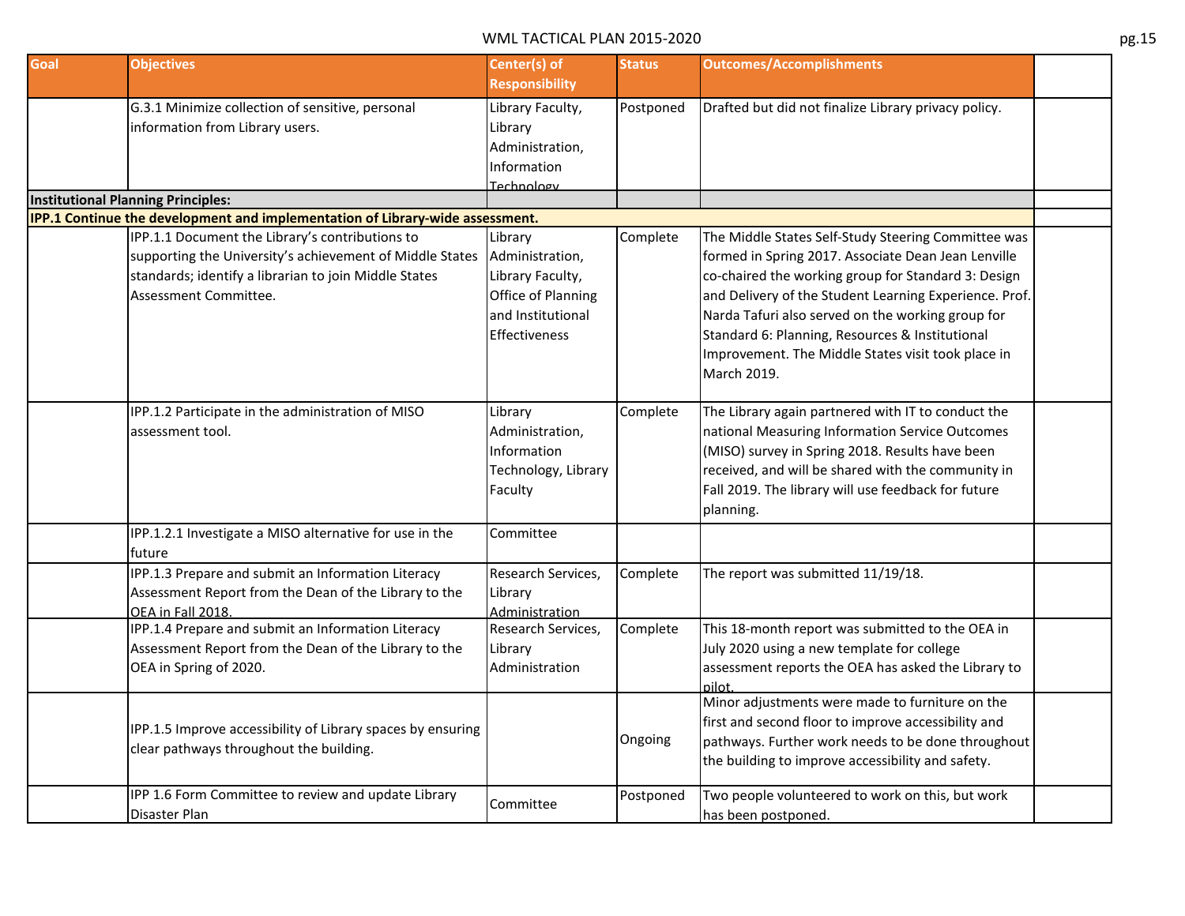| Goal | Objectives | Center(s) of Responsibility | Status | Outcomes/Accomplishments | |
|---|---|---|---|---|---|
| | G.3.1 Minimize collection of sensitive, personal information from Library users. | Library Faculty, Library Administration, Information Technology | Postponed | Drafted but did not finalize Library privacy policy. | |
| **Institutional Planning Principles:** | | | | | |
| **IPP.1 Continue the development and implementation of Library-wide assessment.** | | | | | |
| | IPP.1.1 Document the Library's contributions to supporting the University's achievement of Middle States standards; identify a librarian to join Middle States Assessment Committee. | Library Administration, Library Faculty, Office of Planning and Institutional Effectiveness | Complete | The Middle States Self-Study Steering Committee was formed in Spring 2017. Associate Dean Jean Lenville co-chaired the working group for Standard 3: Design and Delivery of the Student Learning Experience. Prof. Narda Tafuri also served on the working group for Standard 6: Planning, Resources & Institutional Improvement. The Middle States visit took place in March 2019. | |
| | IPP.1.2 Participate in the administration of MISO assessment tool. | Library Administration, Information Technology, Library Faculty | Complete | The Library again partnered with IT to conduct the national Measuring Information Service Outcomes (MISO) survey in Spring 2018. Results have been received, and will be shared with the community in Fall 2019. The library will use feedback for future planning. | |
| | IPP.1.2.1 Investigate a MISO alternative for use in the future | Committee | | | |
| | IPP.1.3 Prepare and submit an Information Literacy Assessment Report from the Dean of the Library to the OEA in Fall 2018. | Research Services, Library Administration | Complete | The report was submitted 11/19/18. | |
| | IPP.1.4 Prepare and submit an Information Literacy Assessment Report from the Dean of the Library to the OEA in Spring of 2020. | Research Services, Library Administration | Complete | This 18-month report was submitted to the OEA in July 2020 using a new template for college assessment reports the OEA has asked the Library to pilot. | |
| | IPP.1.5 Improve accessibility of Library spaces by ensuring clear pathways throughout the building. | | Ongoing | Minor adjustments were made to furniture on the first and second floor to improve accessibility and pathways. Further work needs to be done throughout the building to improve accessibility and safety. | |
| | IPP 1.6 Form Committee to review and update Library Disaster Plan | Committee | Postponed | Two people volunteered to work on this, but work has been postponed. | |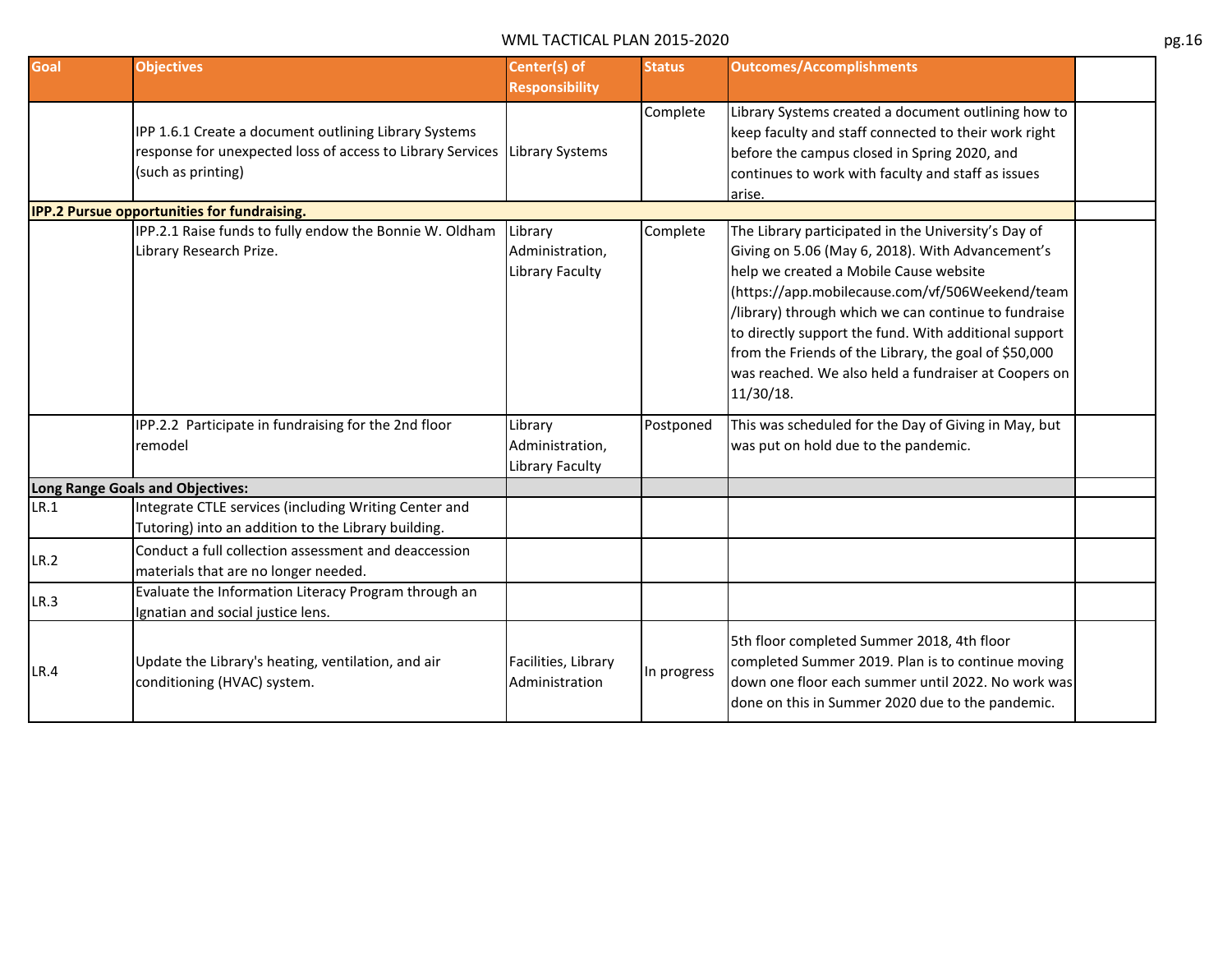| Goal | Objectives | Center(s) of Responsibility | Status | Outcomes/Accomplishments | |
|---|---|---|---|---|---|
| | IPP 1.6.1 Create a document outlining Library Systems response for unexpected loss of access to Library Services (such as printing) | Library Systems | Complete | Library Systems created a document outlining how to keep faculty and staff connected to their work right before the campus closed in Spring 2020, and continues to work with faculty and staff as issues arise. | |
| **IPP.2 Pursue opportunities for fundraising.** | | | | | |
| | IPP.2.1 Raise funds to fully endow the Bonnie W. Oldham Library Research Prize. | Library Administration, Library Faculty | Complete | The Library participated in the University's Day of Giving on 5.06 (May 6, 2018). With Advancement's help we created a Mobile Cause website (https://app.mobilecause.com/vf/506Weekend/team/library) through which we can continue to fundraise to directly support the fund. With additional support from the Friends of the Library, the goal of $50,000 was reached. We also held a fundraiser at Coopers on 11/30/18. | |
| | IPP.2.2 Participate in fundraising for the 2nd floor remodel | Library Administration, Library Faculty | Postponed | This was scheduled for the Day of Giving in May, but was put on hold due to the pandemic. | |
| **Long Range Goals and Objectives:** | | | | | |
| LR.1 | Integrate CTLE services (including Writing Center and Tutoring) into an addition to the Library building. | | | | |
| LR.2 | Conduct a full collection assessment and deaccession materials that are no longer needed. | | | | |
| LR.3 | Evaluate the Information Literacy Program through an Ignatian and social justice lens. | | | | |
| LR.4 | Update the Library's heating, ventilation, and air conditioning (HVAC) system. | Facilities, Library Administration | In progress | 5th floor completed Summer 2018, 4th floor completed Summer 2019. Plan is to continue moving down one floor each summer until 2022. No work was done on this in Summer 2020 due to the pandemic. | |